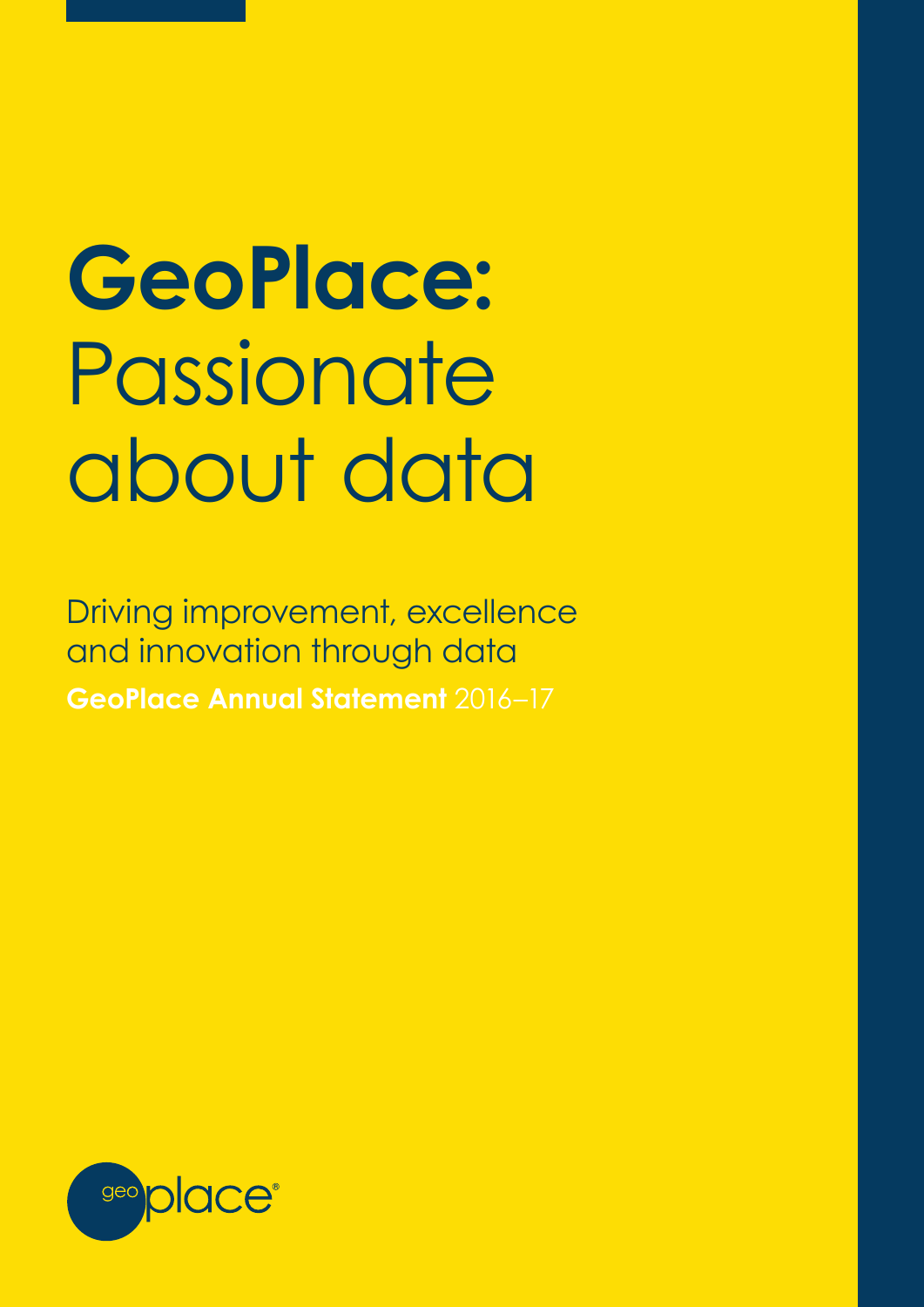# **GeoPlace:** Passionate about data

Driving improvement, excellence and innovation through data

**GeoPlace Annual Statement** 2016–17

geo place®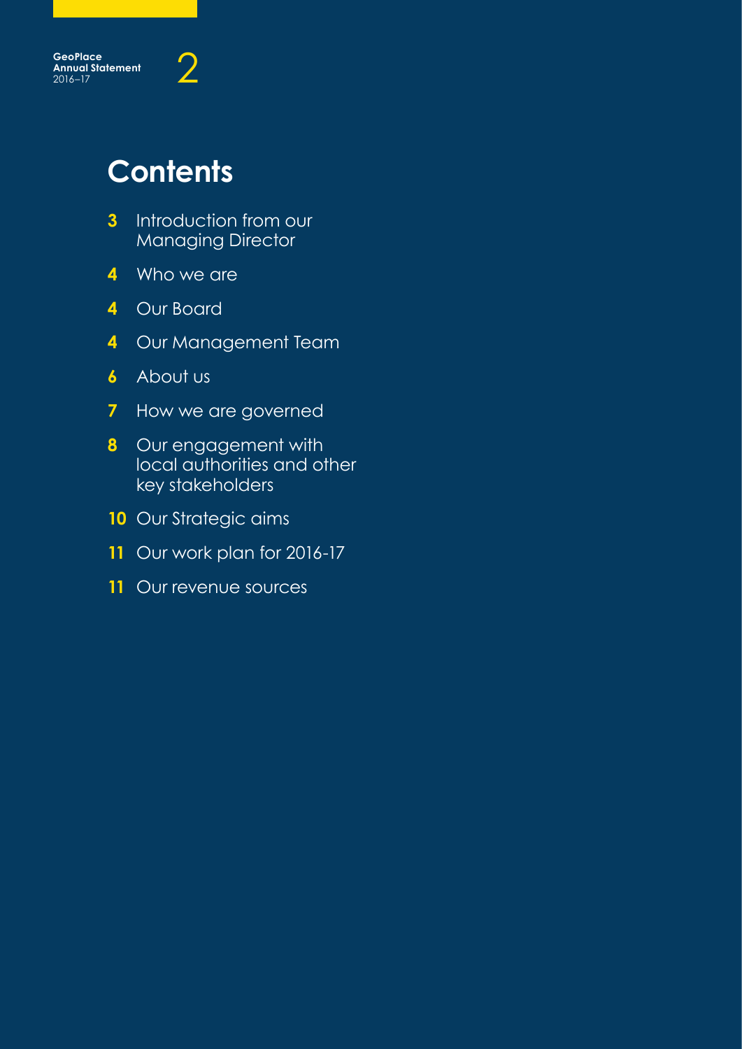# Contents

- **3** Introduction from our Managing Director
- **4** Who we are
- **4** Our Board
- **4** Our Management Team
- **6** About us
- **7** How we are governed
- **8** Our engagement with local authorities and other key stakeholders
- **10** Our Strategic aims
- **11** Our work plan for 2016-17
- **11** Our revenue sources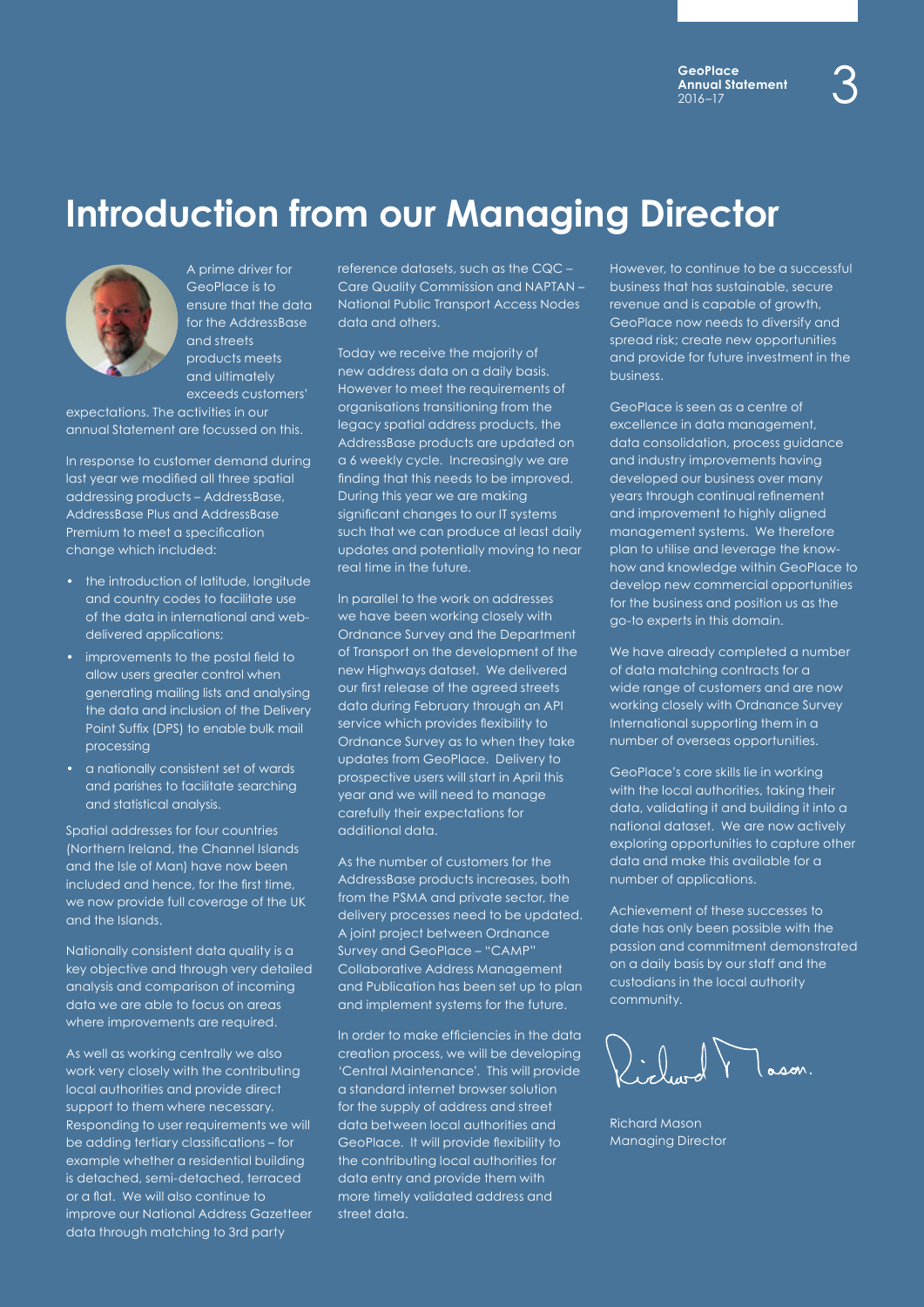# Introduction from our Managing Director

A prime driver for GeoPlace is to ensure that the data for the AddressBase and streets products meets and ultimately exceeds customers' expectations. The activities in our annual Statement are focussed on this.

In response to customer demand during last year we modified all three spatial addressing products – AddressBase, AddressBase Plus and AddressBase Premium to meet a specification change which included:

- the introduction of latitude, longitude and country codes to facilitate use of the data in international and web-delivered applications;
- improvements to the postal field to allow users greater control when generating mailing lists and analysing the data and inclusion of the Delivery Point Suffix (DPS) to enable bulk mail processing
- a nationally consistent set of wards and parishes to facilitate searching and statistical analysis.

Spatial addresses for four countries (Northern Ireland, the Channel Islands and the Isle of Man) have now been included and hence, for the first time, we now provide full coverage of the UK and the Islands.

Nationally consistent data quality is a key objective and through very detailed analysis and comparison of incoming data we are able to focus on areas where improvements are required.

As well as working centrally we also work very closely with the contributing local authorities and provide direct support to them where necessary. Responding to user requirements we will be adding tertiary classifications – for example whether a residential building is detached, semi-detached, terraced or a flat. We will also continue to improve our National Address Gazetteer data through matching to 3rd party reference datasets, such as the CQC – Care Quality Commission and NAPTAN – National Public Transport Access Nodes data and others.

Today we receive the majority of new address data on a daily basis. However to meet the requirements of organisations transitioning from the legacy spatial address products, the AddressBase products are updated on a 6 weekly cycle. Increasingly we are finding that this needs to be improved. During this year we are making significant changes to our IT systems such that we can produce at least daily updates and potentially moving to near real time in the future.

In parallel to the work on addresses we have been working closely with Ordnance Survey and the Department of Transport on the development of the new Highways dataset. We delivered our first release of the agreed streets data during February through an API service which provides flexibility to Ordnance Survey as to when they take updates from GeoPlace. Delivery to prospective users will start in April this year and we will need to manage carefully their expectations for additional data.

As the number of customers for the AddressBase products increases, both from the PSMA and private sector, the delivery processes need to be updated. A joint project between Ordnance Survey and GeoPlace – "CAMP" Collaborative Address Management and Publication has been set up to plan and implement systems for the future.

In order to make efficiencies in the data creation process, we will be developing 'Central Maintenance'. This will provide a standard internet browser solution for the supply of address and street data between local authorities and GeoPlace. It will provide flexibility to the contributing local authorities for data entry and provide them with more timely validated address and street data.

However, to continue to be a successful business that has sustainable, secure revenue and is capable of growth, GeoPlace now needs to diversify and spread risk; create new opportunities and provide for future investment in the business.

GeoPlace is seen as a centre of excellence in data management, data consolidation, process guidance and industry improvements having developed our business over many years through continual refinement and improvement to highly aligned management systems. We therefore plan to utilise and leverage the know-how and knowledge within GeoPlace to develop new commercial opportunities for the business and position us as the go-to experts in this domain.

We have already completed a number of data matching contracts for a wide range of customers and are now working closely with Ordnance Survey International supporting them in a number of overseas opportunities.

GeoPlace's core skills lie in working with the local authorities, taking their data, validating it and building it into a national dataset. We are now actively exploring opportunities to capture other data and make this available for a number of applications.

Achievement of these successes to date has only been possible with the passion and commitment demonstrated on a daily basis by our staff and the custodians in the local authority community.

Richard Mason
Managing Director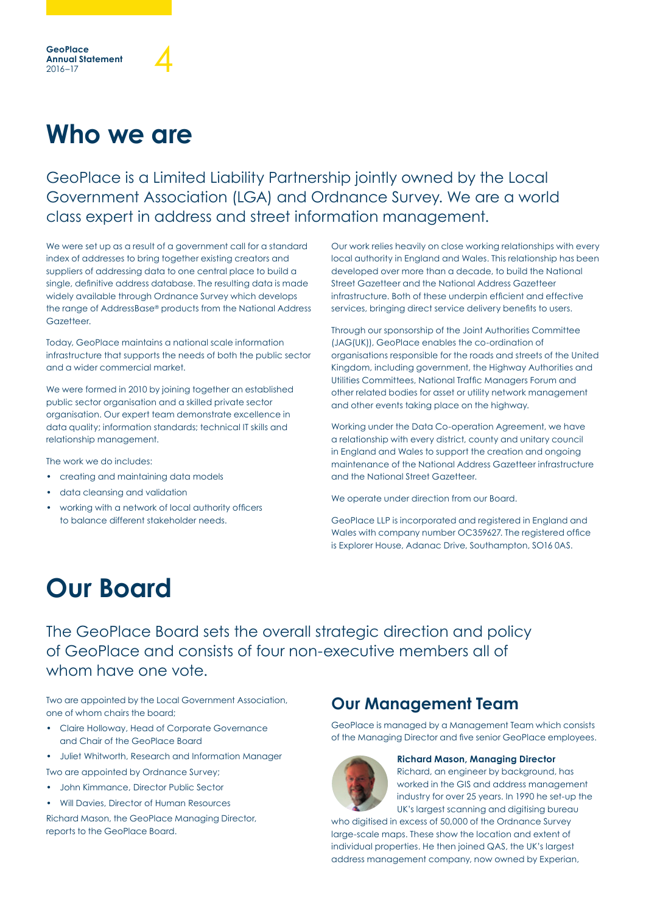# Who we are

GeoPlace is a Limited Liability Partnership jointly owned by the Local Government Association (LGA) and Ordnance Survey. We are a world class expert in address and street information management.

We were set up as a result of a government call for a standard index of addresses to bring together existing creators and suppliers of addressing data to one central place to build a single, definitive address database. The resulting data is made widely available through Ordnance Survey which develops the range of AddressBase® products from the National Address Gazetteer.

Today, GeoPlace maintains a national scale information infrastructure that supports the needs of both the public sector and a wider commercial market.

We were formed in 2010 by joining together an established public sector organisation and a skilled private sector organisation. Our expert team demonstrate excellence in data quality; information standards; technical IT skills and relationship management.

The work we do includes:

- creating and maintaining data models
- data cleansing and validation
- working with a network of local authority officers to balance different stakeholder needs.

Our work relies heavily on close working relationships with every local authority in England and Wales. This relationship has been developed over more than a decade, to build the National Street Gazetteer and the National Address Gazetteer infrastructure. Both of these underpin efficient and effective services, bringing direct service delivery benefits to users.

Through our sponsorship of the Joint Authorities Committee (JAG(UK)), GeoPlace enables the co-ordination of organisations responsible for the roads and streets of the United Kingdom, including government, the Highway Authorities and Utilities Committees, National Traffic Managers Forum and other related bodies for asset or utility network management and other events taking place on the highway.

Working under the Data Co-operation Agreement, we have a relationship with every district, county and unitary council in England and Wales to support the creation and ongoing maintenance of the National Address Gazetteer infrastructure and the National Street Gazetteer.

We operate under direction from our Board.

GeoPlace LLP is incorporated and registered in England and Wales with company number OC359627. The registered office is Explorer House, Adanac Drive, Southampton, SO16 0AS.

# Our Board

The GeoPlace Board sets the overall strategic direction and policy of GeoPlace and consists of four non-executive members all of whom have one vote.

Two are appointed by the Local Government Association, one of whom chairs the board;

- Claire Holloway, Head of Corporate Governance and Chair of the GeoPlace Board
- Juliet Whitworth, Research and Information Manager

Two are appointed by Ordnance Survey;

- John Kimmance, Director Public Sector
- Will Davies, Director of Human Resources

Richard Mason, the GeoPlace Managing Director, reports to the GeoPlace Board.

## Our Management Team

GeoPlace is managed by a Management Team which consists of the Managing Director and five senior GeoPlace employees.

**Richard Mason, Managing Director**
Richard, an engineer by background, has worked in the GIS and address management industry for over 25 years. In 1990 he set-up the UK's largest scanning and digitising bureau who digitised in excess of 50,000 of the Ordnance Survey large-scale maps. These show the location and extent of individual properties. He then joined QAS, the UK's largest address management company, now owned by Experian,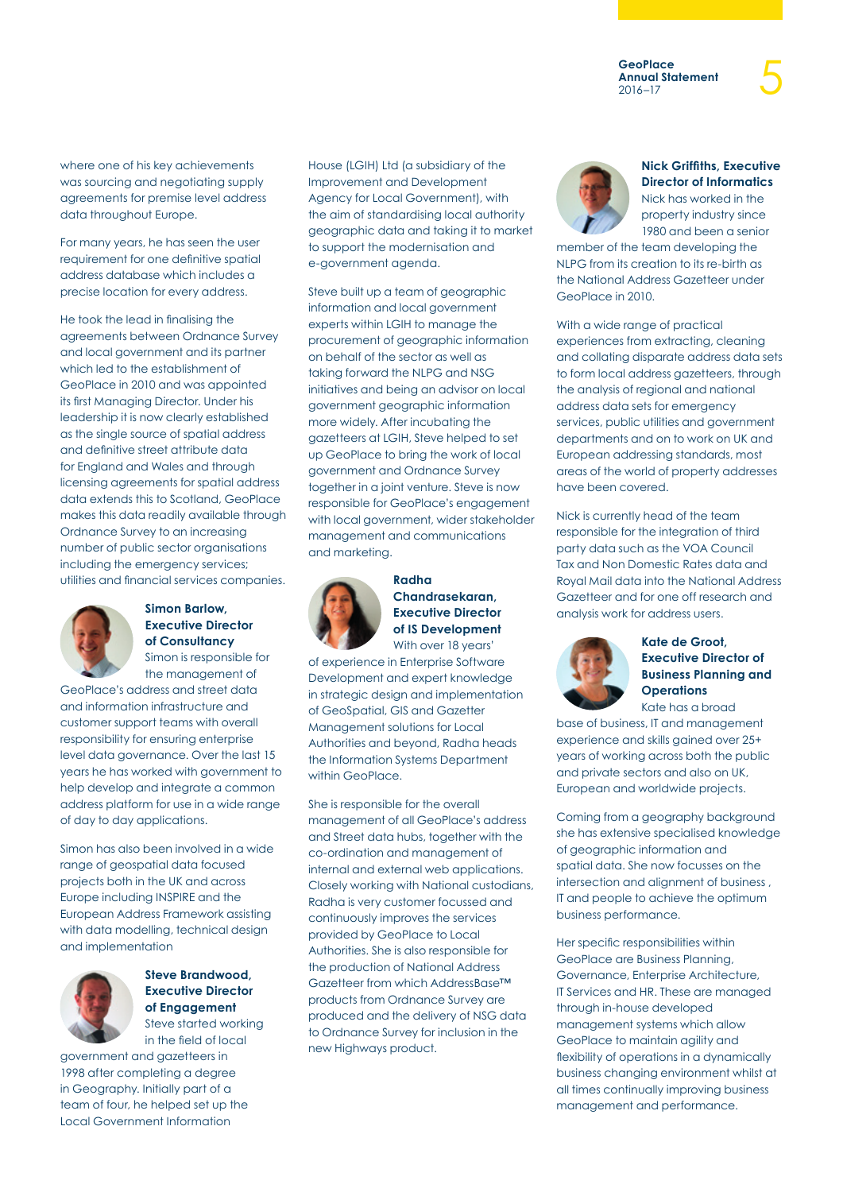where one of his key achievements was sourcing and negotiating supply agreements for premise level address data throughout Europe.

For many years, he has seen the user requirement for one definitive spatial address database which includes a precise location for every address.

He took the lead in finalising the agreements between Ordnance Survey and local government and its partner which led to the establishment of GeoPlace in 2010 and was appointed its first Managing Director. Under his leadership it is now clearly established as the single source of spatial address and definitive street attribute data for England and Wales and through licensing agreements for spatial address data extends this to Scotland, GeoPlace makes this data readily available through Ordnance Survey to an increasing number of public sector organisations including the emergency services; utilities and financial services companies.

**Simon Barlow, Executive Director of Consultancy**

Simon is responsible for the management of GeoPlace's address and street data and information infrastructure and customer support teams with overall responsibility for ensuring enterprise level data governance. Over the last 15 years he has worked with government to help develop and integrate a common address platform for use in a wide range of day to day applications.

Simon has also been involved in a wide range of geospatial data focused projects both in the UK and across Europe including INSPIRE and the European Address Framework assisting with data modelling, technical design and implementation

**Steve Brandwood, Executive Director of Engagement**

Steve started working in the field of local government and gazetteers in 1998 after completing a degree in Geography. Initially part of a team of four, he helped set up the Local Government Information House (LGIH) Ltd (a subsidiary of the Improvement and Development Agency for Local Government), with the aim of standardising local authority geographic data and taking it to market to support the modernisation and e-government agenda.

Steve built up a team of geographic information and local government experts within LGIH to manage the procurement of geographic information on behalf of the sector as well as taking forward the NLPG and NSG initiatives and being an advisor on local government geographic information more widely. After incubating the gazetteers at LGIH, Steve helped to set up GeoPlace to bring the work of local government and Ordnance Survey together in a joint venture. Steve is now responsible for GeoPlace's engagement with local government, wider stakeholder management and communications and marketing.

**Radha Chandrasekaran, Executive Director of IS Development**

With over 18 years' of experience in Enterprise Software Development and expert knowledge in strategic design and implementation of GeoSpatial, GIS and Gazetter Management solutions for Local Authorities and beyond, Radha heads the Information Systems Department within GeoPlace.

She is responsible for the overall management of all GeoPlace's address and Street data hubs, together with the co-ordination and management of internal and external web applications. Closely working with National custodians, Radha is very customer focussed and continuously improves the services provided by GeoPlace to Local Authorities. She is also responsible for the production of National Address Gazetteer from which AddressBase™ products from Ordnance Survey are produced and the delivery of NSG data to Ordnance Survey for inclusion in the new Highways product.

**Nick Griffiths, Executive Director of Informatics**

Nick has worked in the property industry since 1980 and been a senior member of the team developing the NLPG from its creation to its re-birth as the National Address Gazetteer under GeoPlace in 2010.

With a wide range of practical experiences from extracting, cleaning and collating disparate address data sets to form local address gazetteers, through the analysis of regional and national address data sets for emergency services, public utilities and government departments and on to work on UK and European addressing standards, most areas of the world of property addresses have been covered.

Nick is currently head of the team responsible for the integration of third party data such as the VOA Council Tax and Non Domestic Rates data and Royal Mail data into the National Address Gazetteer and for one off research and analysis work for address users.

**Kate de Groot, Executive Director of Business Planning and Operations**

Kate has a broad base of business, IT and management experience and skills gained over 25+ years of working across both the public and private sectors and also on UK, European and worldwide projects.

Coming from a geography background she has extensive specialised knowledge of geographic information and spatial data. She now focusses on the intersection and alignment of business , IT and people to achieve the optimum business performance.

Her specific responsibilities within GeoPlace are Business Planning, Governance, Enterprise Architecture, IT Services and HR. These are managed through in-house developed management systems which allow GeoPlace to maintain agility and flexibility of operations in a dynamically business changing environment whilst at all times continually improving business management and performance.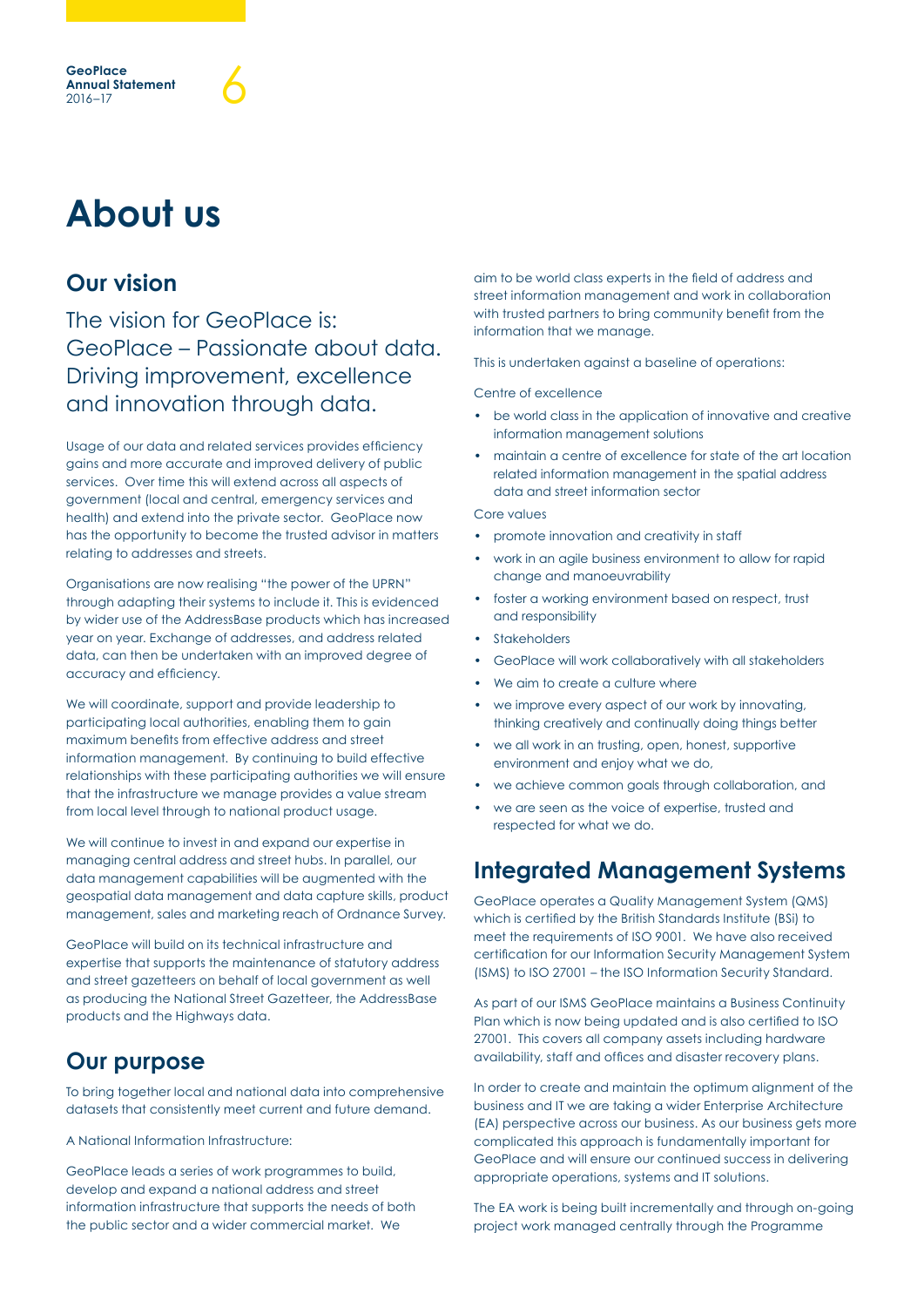# About us

## Our vision

The vision for GeoPlace is:
GeoPlace – Passionate about data.
Driving improvement, excellence and innovation through data.

Usage of our data and related services provides efficiency gains and more accurate and improved delivery of public services. Over time this will extend across all aspects of government (local and central, emergency services and health) and extend into the private sector. GeoPlace now has the opportunity to become the trusted advisor in matters relating to addresses and streets.

Organisations are now realising "the power of the UPRN" through adapting their systems to include it. This is evidenced by wider use of the AddressBase products which has increased year on year. Exchange of addresses, and address related data, can then be undertaken with an improved degree of accuracy and efficiency.

We will coordinate, support and provide leadership to participating local authorities, enabling them to gain maximum benefits from effective address and street information management. By continuing to build effective relationships with these participating authorities we will ensure that the infrastructure we manage provides a value stream from local level through to national product usage.

We will continue to invest in and expand our expertise in managing central address and street hubs. In parallel, our data management capabilities will be augmented with the geospatial data management and data capture skills, product management, sales and marketing reach of Ordnance Survey.

GeoPlace will build on its technical infrastructure and expertise that supports the maintenance of statutory address and street gazetteers on behalf of local government as well as producing the National Street Gazetteer, the AddressBase products and the Highways data.

## Our purpose

To bring together local and national data into comprehensive datasets that consistently meet current and future demand.

A National Information Infrastructure:

GeoPlace leads a series of work programmes to build, develop and expand a national address and street information infrastructure that supports the needs of both the public sector and a wider commercial market. We aim to be world class experts in the field of address and street information management and work in collaboration with trusted partners to bring community benefit from the information that we manage.

This is undertaken against a baseline of operations:

Centre of excellence

- be world class in the application of innovative and creative information management solutions
- maintain a centre of excellence for state of the art location related information management in the spatial address data and street information sector

Core values

- promote innovation and creativity in staff
- work in an agile business environment to allow for rapid change and manoeuvrability
- foster a working environment based on respect, trust and responsibility
- Stakeholders
- GeoPlace will work collaboratively with all stakeholders
- We aim to create a culture where
- we improve every aspect of our work by innovating, thinking creatively and continually doing things better
- we all work in an trusting, open, honest, supportive environment and enjoy what we do,
- we achieve common goals through collaboration, and
- we are seen as the voice of expertise, trusted and respected for what we do.

## Integrated Management Systems

GeoPlace operates a Quality Management System (QMS) which is certified by the British Standards Institute (BSi) to meet the requirements of ISO 9001. We have also received certification for our Information Security Management System (ISMS) to ISO 27001 – the ISO Information Security Standard.

As part of our ISMS GeoPlace maintains a Business Continuity Plan which is now being updated and is also certified to ISO 27001. This covers all company assets including hardware availability, staff and offices and disaster recovery plans.

In order to create and maintain the optimum alignment of the business and IT we are taking a wider Enterprise Architecture (EA) perspective across our business. As our business gets more complicated this approach is fundamentally important for GeoPlace and will ensure our continued success in delivering appropriate operations, systems and IT solutions.

The EA work is being built incrementally and through on-going project work managed centrally through the Programme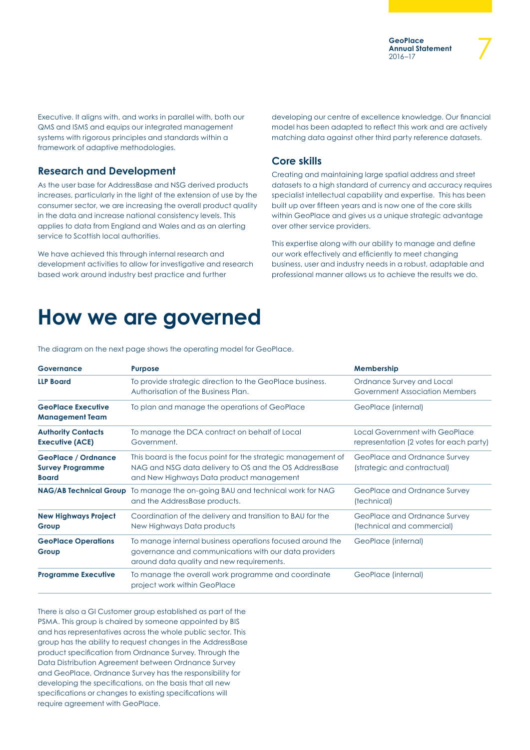Executive. It aligns with, and works in parallel with, both our QMS and ISMS and equips our integrated management systems with rigorous principles and standards within a framework of adaptive methodologies.

### Research and Development

As the user base for AddressBase and NSG derived products increases, particularly in the light of the extension of use by the consumer sector, we are increasing the overall product quality in the data and increase national consistency levels. This applies to data from England and Wales and as an alerting service to Scottish local authorities.

We have achieved this through internal research and development activities to allow for investigative and research based work around industry best practice and further developing our centre of excellence knowledge. Our financial model has been adapted to reflect this work and are actively matching data against other third party reference datasets.

### Core skills

Creating and maintaining large spatial address and street datasets to a high standard of currency and accuracy requires specialist intellectual capability and expertise. This has been built up over fifteen years and is now one of the core skills within GeoPlace and gives us a unique strategic advantage over other service providers.

This expertise along with our ability to manage and define our work effectively and efficiently to meet changing business, user and industry needs in a robust, adaptable and professional manner allows us to achieve the results we do.

# How we are governed

The diagram on the next page shows the operating model for GeoPlace.

| Governance | Purpose | Membership |
|---|---|---|
| **LLP Board** | To provide strategic direction to the GeoPlace business. Authorisation of the Business Plan. | Ordnance Survey and Local Government Association Members |
| **GeoPlace Executive Management Team** | To plan and manage the operations of GeoPlace | GeoPlace (internal) |
| **Authority Contacts Executive (ACE)** | To manage the DCA contract on behalf of Local Government. | Local Government with GeoPlace representation (2 votes for each party) |
| **GeoPlace / Ordnance Survey Programme Board** | This board is the focus point for the strategic management of NAG and NSG data delivery to OS and the OS AddressBase and New Highways Data product management | GeoPlace and Ordnance Survey (strategic and contractual) |
| **NAG/AB Technical Group** | To manage the on-going BAU and technical work for NAG and the AddressBase products. | GeoPlace and Ordnance Survey (technical) |
| **New Highways Project Group** | Coordination of the delivery and transition to BAU for the New Highways Data products | GeoPlace and Ordnance Survey (technical and commercial) |
| **GeoPlace Operations Group** | To manage internal business operations focused around the governance and communications with our data providers around data quality and new requirements. | GeoPlace (internal) |
| **Programme Executive** | To manage the overall work programme and coordinate project work within GeoPlace | GeoPlace (internal) |

There is also a GI Customer group established as part of the PSMA. This group is chaired by someone appointed by BIS and has representatives across the whole public sector. This group has the ability to request changes in the AddressBase product specification from Ordnance Survey. Through the Data Distribution Agreement between Ordnance Survey and GeoPlace, Ordnance Survey has the responsibility for developing the specifications, on the basis that all new specifications or changes to existing specifications will require agreement with GeoPlace.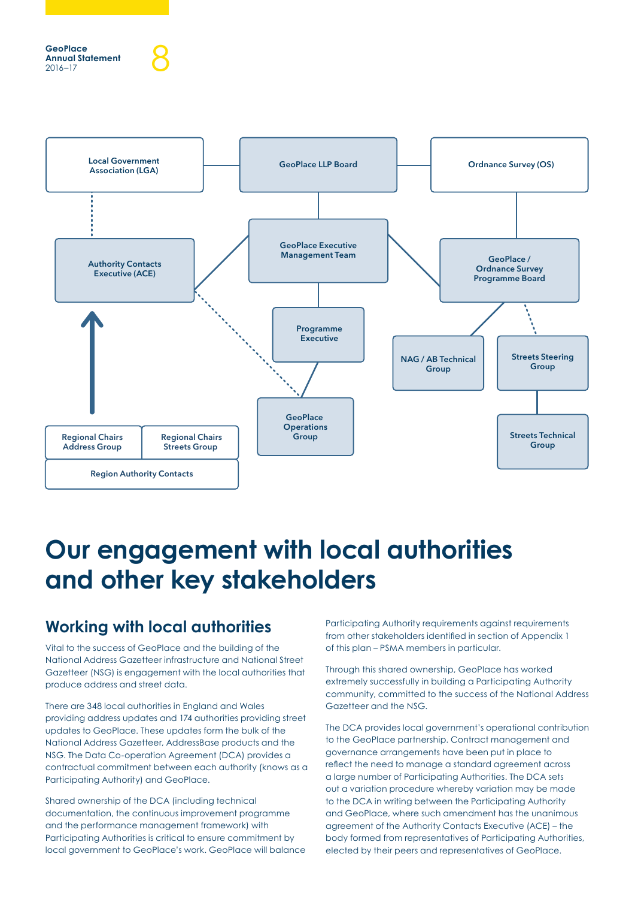Local Government Association (LGA)

GeoPlace LLP Board

Ordnance Survey (OS)

Authority Contacts Executive (ACE)

GeoPlace Executive Management Team

GeoPlace / Ordnance Survey Programme Board

Programme Executive

NAG / AB Technical Group

Streets Steering Group

GeoPlace Operations Group

Streets Technical Group

Regional Chairs Address Group

Regional Chairs Streets Group

Region Authority Contacts

# Our engagement with local authorities and other key stakeholders

## Working with local authorities

Vital to the success of GeoPlace and the building of the National Address Gazetteer infrastructure and National Street Gazetteer (NSG) is engagement with the local authorities that produce address and street data.

There are 348 local authorities in England and Wales providing address updates and 174 authorities providing street updates to GeoPlace. These updates form the bulk of the National Address Gazetteer, AddressBase products and the NSG. The Data Co-operation Agreement (DCA) provides a contractual commitment between each authority (knows as a Participating Authority) and GeoPlace.

Shared ownership of the DCA (including technical documentation, the continuous improvement programme and the performance management framework) with Participating Authorities is critical to ensure commitment by local government to GeoPlace's work. GeoPlace will balance Participating Authority requirements against requirements from other stakeholders identified in section of Appendix 1 of this plan – PSMA members in particular.

Through this shared ownership, GeoPlace has worked extremely successfully in building a Participating Authority community, committed to the success of the National Address Gazetteer and the NSG.

The DCA provides local government's operational contribution to the GeoPlace partnership. Contract management and governance arrangements have been put in place to reflect the need to manage a standard agreement across a large number of Participating Authorities. The DCA sets out a variation procedure whereby variation may be made to the DCA in writing between the Participating Authority and GeoPlace, where such amendment has the unanimous agreement of the Authority Contacts Executive (ACE) – the body formed from representatives of Participating Authorities, elected by their peers and representatives of GeoPlace.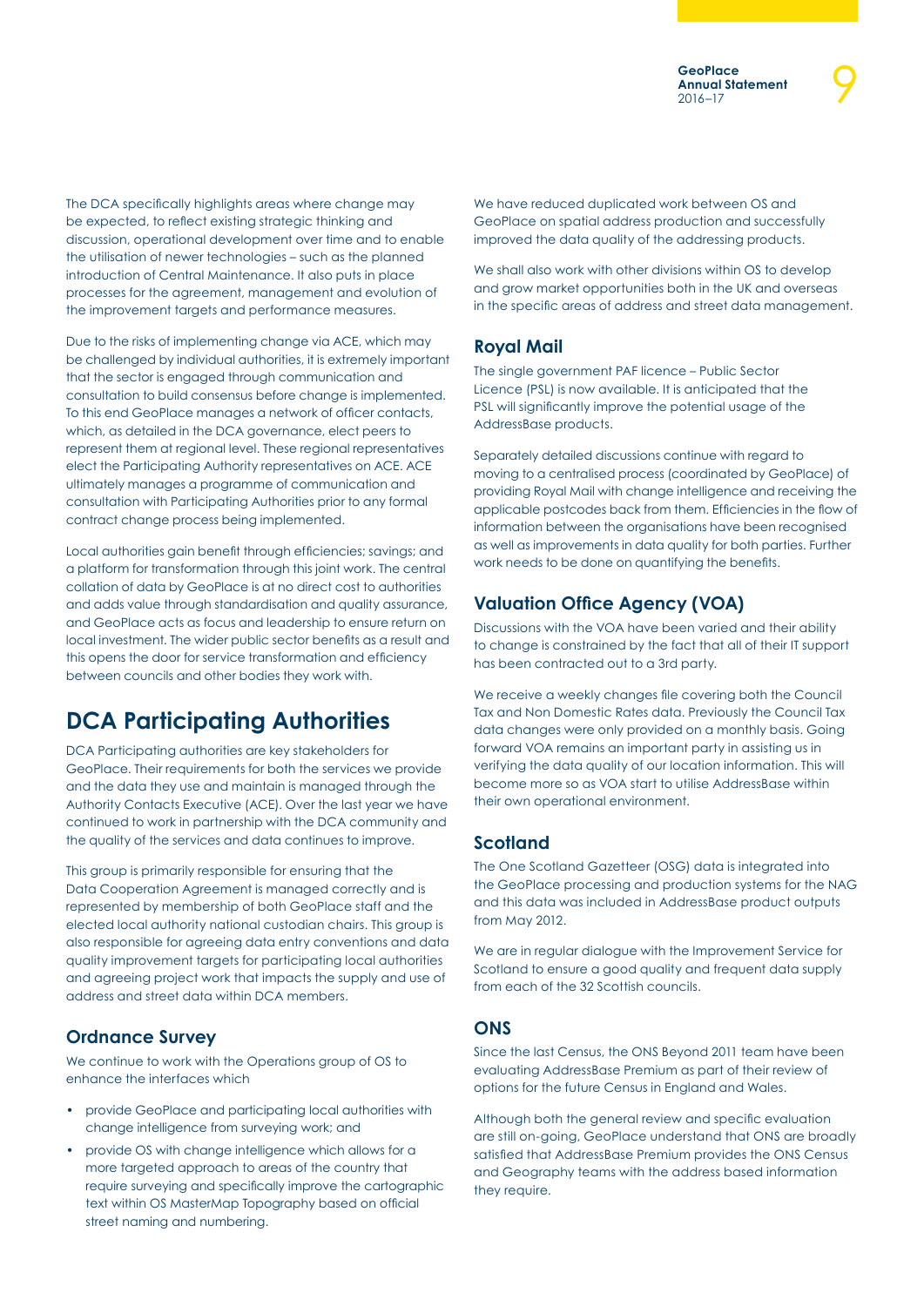The DCA specifically highlights areas where change may be expected, to reflect existing strategic thinking and discussion, operational development over time and to enable the utilisation of newer technologies – such as the planned introduction of Central Maintenance. It also puts in place processes for the agreement, management and evolution of the improvement targets and performance measures.

Due to the risks of implementing change via ACE, which may be challenged by individual authorities, it is extremely important that the sector is engaged through communication and consultation to build consensus before change is implemented. To this end GeoPlace manages a network of officer contacts, which, as detailed in the DCA governance, elect peers to represent them at regional level. These regional representatives elect the Participating Authority representatives on ACE. ACE ultimately manages a programme of communication and consultation with Participating Authorities prior to any formal contract change process being implemented.

Local authorities gain benefit through efficiencies; savings; and a platform for transformation through this joint work. The central collation of data by GeoPlace is at no direct cost to authorities and adds value through standardisation and quality assurance, and GeoPlace acts as focus and leadership to ensure return on local investment. The wider public sector benefits as a result and this opens the door for service transformation and efficiency between councils and other bodies they work with.

## DCA Participating Authorities

DCA Participating authorities are key stakeholders for GeoPlace. Their requirements for both the services we provide and the data they use and maintain is managed through the Authority Contacts Executive (ACE). Over the last year we have continued to work in partnership with the DCA community and the quality of the services and data continues to improve.

This group is primarily responsible for ensuring that the Data Cooperation Agreement is managed correctly and is represented by membership of both GeoPlace staff and the elected local authority national custodian chairs. This group is also responsible for agreeing data entry conventions and data quality improvement targets for participating local authorities and agreeing project work that impacts the supply and use of address and street data within DCA members.

### Ordnance Survey

We continue to work with the Operations group of OS to enhance the interfaces which

- provide GeoPlace and participating local authorities with change intelligence from surveying work; and
- provide OS with change intelligence which allows for a more targeted approach to areas of the country that require surveying and specifically improve the cartographic text within OS MasterMap Topography based on official street naming and numbering.

We have reduced duplicated work between OS and GeoPlace on spatial address production and successfully improved the data quality of the addressing products.

We shall also work with other divisions within OS to develop and grow market opportunities both in the UK and overseas in the specific areas of address and street data management.

### Royal Mail

The single government PAF licence – Public Sector Licence (PSL) is now available. It is anticipated that the PSL will significantly improve the potential usage of the AddressBase products.

Separately detailed discussions continue with regard to moving to a centralised process (coordinated by GeoPlace) of providing Royal Mail with change intelligence and receiving the applicable postcodes back from them. Efficiencies in the flow of information between the organisations have been recognised as well as improvements in data quality for both parties. Further work needs to be done on quantifying the benefits.

### Valuation Office Agency (VOA)

Discussions with the VOA have been varied and their ability to change is constrained by the fact that all of their IT support has been contracted out to a 3rd party.

We receive a weekly changes file covering both the Council Tax and Non Domestic Rates data. Previously the Council Tax data changes were only provided on a monthly basis. Going forward VOA remains an important party in assisting us in verifying the data quality of our location information. This will become more so as VOA start to utilise AddressBase within their own operational environment.

### Scotland

The One Scotland Gazetteer (OSG) data is integrated into the GeoPlace processing and production systems for the NAG and this data was included in AddressBase product outputs from May 2012.

We are in regular dialogue with the Improvement Service for Scotland to ensure a good quality and frequent data supply from each of the 32 Scottish councils.

### ONS

Since the last Census, the ONS Beyond 2011 team have been evaluating AddressBase Premium as part of their review of options for the future Census in England and Wales.

Although both the general review and specific evaluation are still on-going, GeoPlace understand that ONS are broadly satisfied that AddressBase Premium provides the ONS Census and Geography teams with the address based information they require.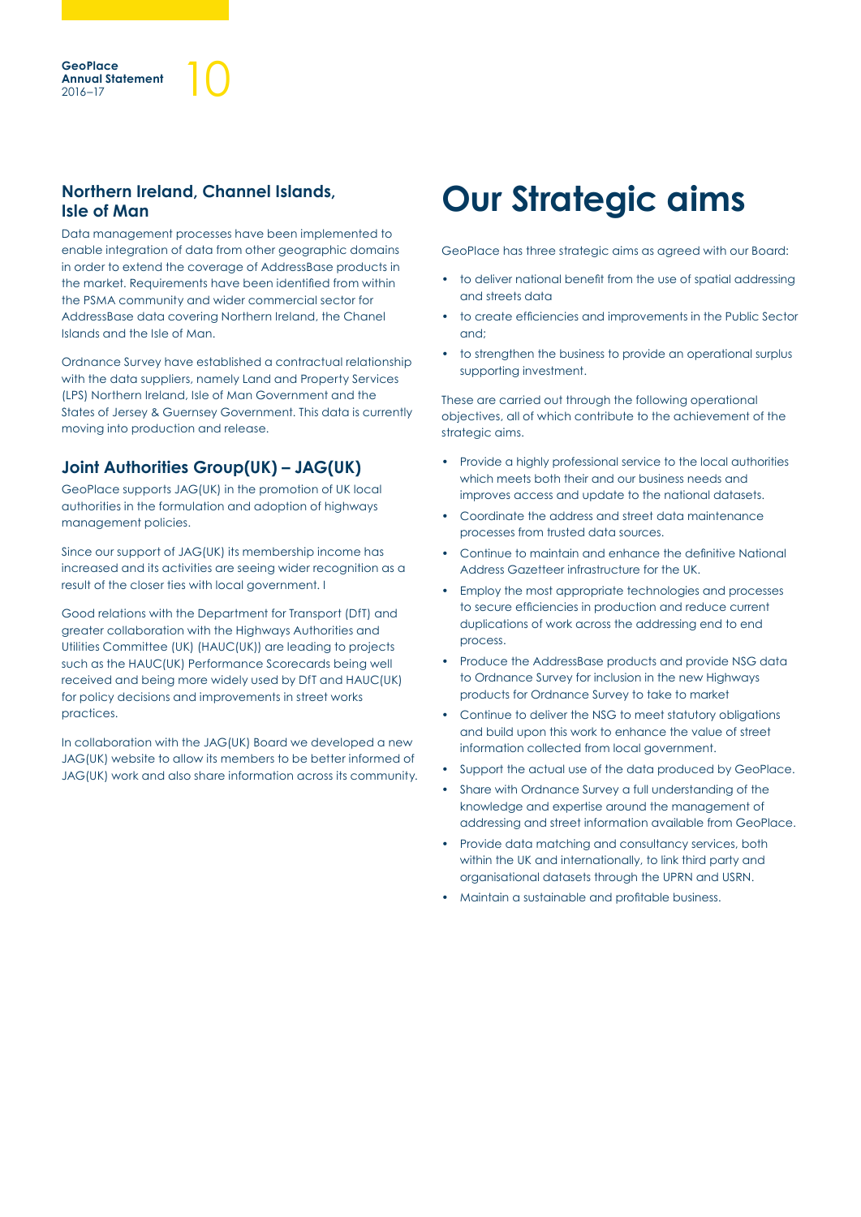## Northern Ireland, Channel Islands, Isle of Man

Data management processes have been implemented to enable integration of data from other geographic domains in order to extend the coverage of AddressBase products in the market. Requirements have been identified from within the PSMA community and wider commercial sector for AddressBase data covering Northern Ireland, the Chanel Islands and the Isle of Man.

Ordnance Survey have established a contractual relationship with the data suppliers, namely Land and Property Services (LPS) Northern Ireland, Isle of Man Government and the States of Jersey & Guernsey Government. This data is currently moving into production and release.

## Joint Authorities Group(UK) – JAG(UK)

GeoPlace supports JAG(UK) in the promotion of UK local authorities in the formulation and adoption of highways management policies.

Since our support of JAG(UK) its membership income has increased and its activities are seeing wider recognition as a result of the closer ties with local government. I

Good relations with the Department for Transport (DfT) and greater collaboration with the Highways Authorities and Utilities Committee (UK) (HAUC(UK)) are leading to projects such as the HAUC(UK) Performance Scorecards being well received and being more widely used by DfT and HAUC(UK) for policy decisions and improvements in street works practices.

In collaboration with the JAG(UK) Board we developed a new JAG(UK) website to allow its members to be better informed of JAG(UK) work and also share information across its community.

# Our Strategic aims

GeoPlace has three strategic aims as agreed with our Board:

- to deliver national benefit from the use of spatial addressing and streets data
- to create efficiencies and improvements in the Public Sector and;
- to strengthen the business to provide an operational surplus supporting investment.

These are carried out through the following operational objectives, all of which contribute to the achievement of the strategic aims.

- Provide a highly professional service to the local authorities which meets both their and our business needs and improves access and update to the national datasets.
- Coordinate the address and street data maintenance processes from trusted data sources.
- Continue to maintain and enhance the definitive National Address Gazetteer infrastructure for the UK.
- Employ the most appropriate technologies and processes to secure efficiencies in production and reduce current duplications of work across the addressing end to end process.
- Produce the AddressBase products and provide NSG data to Ordnance Survey for inclusion in the new Highways products for Ordnance Survey to take to market
- Continue to deliver the NSG to meet statutory obligations and build upon this work to enhance the value of street information collected from local government.
- Support the actual use of the data produced by GeoPlace.
- Share with Ordnance Survey a full understanding of the knowledge and expertise around the management of addressing and street information available from GeoPlace.
- Provide data matching and consultancy services, both within the UK and internationally, to link third party and organisational datasets through the UPRN and USRN.
- Maintain a sustainable and profitable business.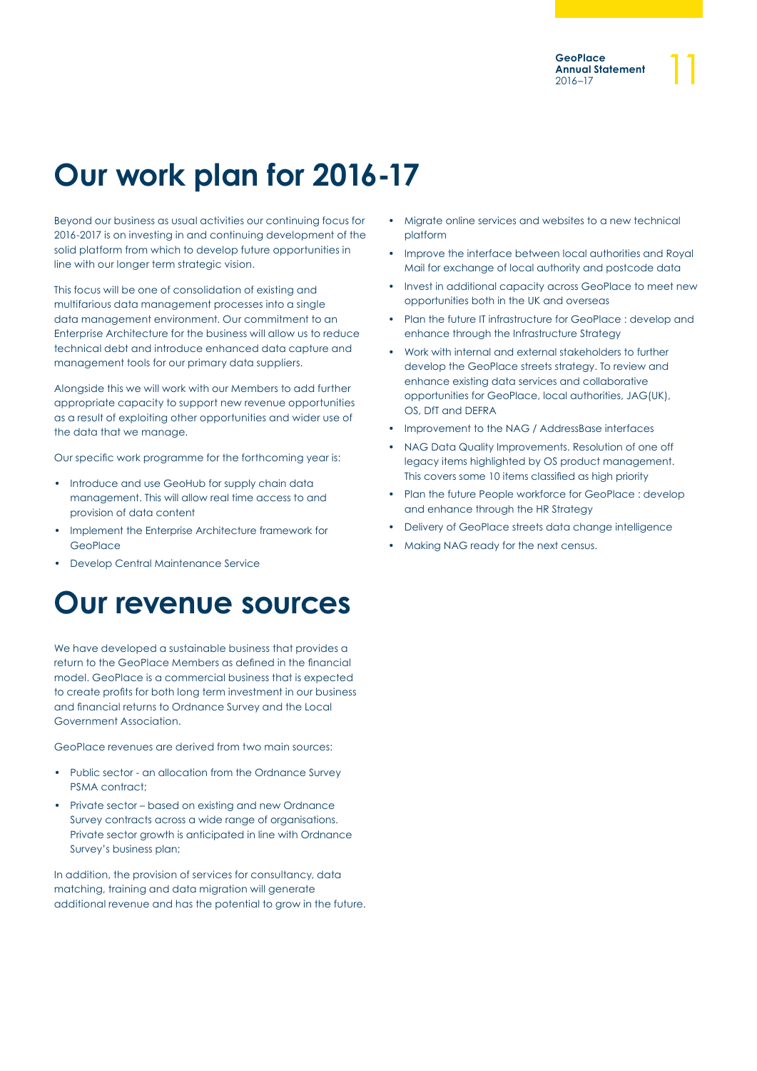# Our work plan for 2016-17

Beyond our business as usual activities our continuing focus for 2016-2017 is on investing in and continuing development of the solid platform from which to develop future opportunities in line with our longer term strategic vision.

This focus will be one of consolidation of existing and multifarious data management processes into a single data management environment. Our commitment to an Enterprise Architecture for the business will allow us to reduce technical debt and introduce enhanced data capture and management tools for our primary data suppliers.

Alongside this we will work with our Members to add further appropriate capacity to support new revenue opportunities as a result of exploiting other opportunities and wider use of the data that we manage.

Our specific work programme for the forthcoming year is:

- Introduce and use GeoHub for supply chain data management. This will allow real time access to and provision of data content
- Implement the Enterprise Architecture framework for GeoPlace
- Develop Central Maintenance Service
- Migrate online services and websites to a new technical platform
- Improve the interface between local authorities and Royal Mail for exchange of local authority and postcode data
- Invest in additional capacity across GeoPlace to meet new opportunities both in the UK and overseas
- Plan the future IT infrastructure for GeoPlace : develop and enhance through the Infrastructure Strategy
- Work with internal and external stakeholders to further develop the GeoPlace streets strategy. To review and enhance existing data services and collaborative opportunities for GeoPlace, local authorities, JAG(UK), OS, DfT and DEFRA
- Improvement to the NAG / AddressBase interfaces
- NAG Data Quality Improvements. Resolution of one off legacy items highlighted by OS product management. This covers some 10 items classified as high priority
- Plan the future People workforce for GeoPlace : develop and enhance through the HR Strategy
- Delivery of GeoPlace streets data change intelligence
- Making NAG ready for the next census.

# Our revenue sources

We have developed a sustainable business that provides a return to the GeoPlace Members as defined in the financial model. GeoPlace is a commercial business that is expected to create profits for both long term investment in our business and financial returns to Ordnance Survey and the Local Government Association.

GeoPlace revenues are derived from two main sources:

- Public sector - an allocation from the Ordnance Survey PSMA contract;
- Private sector – based on existing and new Ordnance Survey contracts across a wide range of organisations. Private sector growth is anticipated in line with Ordnance Survey's business plan;

In addition, the provision of services for consultancy, data matching, training and data migration will generate additional revenue and has the potential to grow in the future.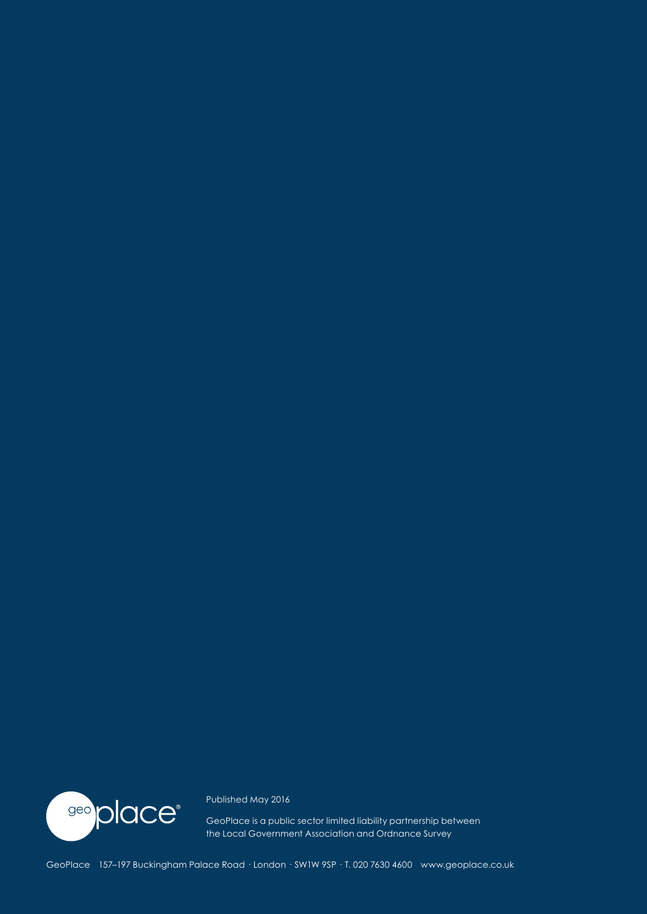geo place®

Published May 2016

GeoPlace is a public sector limited liability partnership between the Local Government Association and Ordnance Survey

GeoPlace 157–197 Buckingham Palace Road · London · SW1W 9SP · T. 020 7630 4600 www.geoplace.co.uk